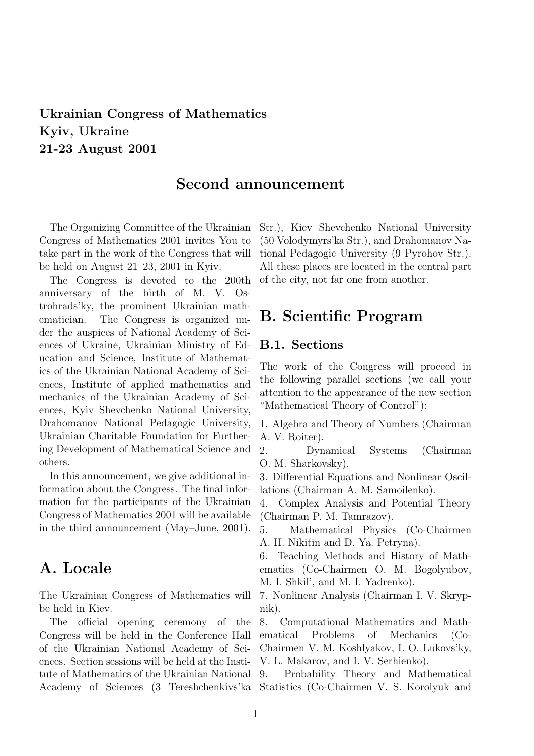**Ukrainian Congress of Mathematics**
**Kyiv, Ukraine**
**21-23 August 2001**

# Second announcement

The Organizing Committee of the Ukrainian Congress of Mathematics 2001 invites You to take part in the work of the Congress that will be held on August 21–23, 2001 in Kyiv.

The Congress is devoted to the 200th anniversary of the birth of M. V. Ostrohrads'ky, the prominent Ukrainian mathematician. The Congress is organized under the auspices of National Academy of Sciences of Ukraine, Ukrainian Ministry of Education and Science, Institute of Mathematics of the Ukrainian National Academy of Sciences, Institute of applied mathematics and mechanics of the Ukrainian Academy of Sciences, Kyiv Shevchenko National University, Drahomanov National Pedagogic University, Ukrainian Charitable Foundation for Furthering Development of Mathematical Science and others.

In this announcement, we give additional information about the Congress. The final information for the participants of the Ukrainian Congress of Mathematics 2001 will be available in the third announcement (May–June, 2001).

## A. Locale

The Ukrainian Congress of Mathematics will be held in Kiev.

The official opening ceremony of the Congress will be held in the Conference Hall of the Ukrainian National Academy of Sciences. Section sessions will be held at the Institute of Mathematics of the Ukrainian National Academy of Sciences (3 Tereshchenkivs'ka Str.), Kiev Shevchenko National University (50 Volodymyrs'ka Str.), and Drahomanov National Pedagogic University (9 Pyrohov Str.). All these places are located in the central part of the city, not far one from another.

## B. Scientific Program

### B.1. Sections

The work of the Congress will proceed in the following parallel sections (we call your attention to the appearance of the new section "Mathematical Theory of Control"):

1. Algebra and Theory of Numbers (Chairman A. V. Roiter).
2. Dynamical Systems (Chairman O. M. Sharkovsky).
3. Differential Equations and Nonlinear Oscillations (Chairman A. M. Samoilenko).
4. Complex Analysis and Potential Theory (Chairman P. M. Tamrazov).
5. Mathematical Physics (Co-Chairmen A. H. Nikitin and D. Ya. Petryna).
6. Teaching Methods and History of Mathematics (Co-Chairmen O. M. Bogolyubov, M. I. Shkil', and M. I. Yadrenko).
7. Nonlinear Analysis (Chairman I. V. Skrypnik).
8. Computational Mathematics and Mathematical Problems of Mechanics (Co-Chairmen V. M. Koshlyakov, I. O. Lukovs'ky, V. L. Makarov, and I. V. Serhienko).
9. Probability Theory and Mathematical Statistics (Co-Chairmen V. S. Korolyuk and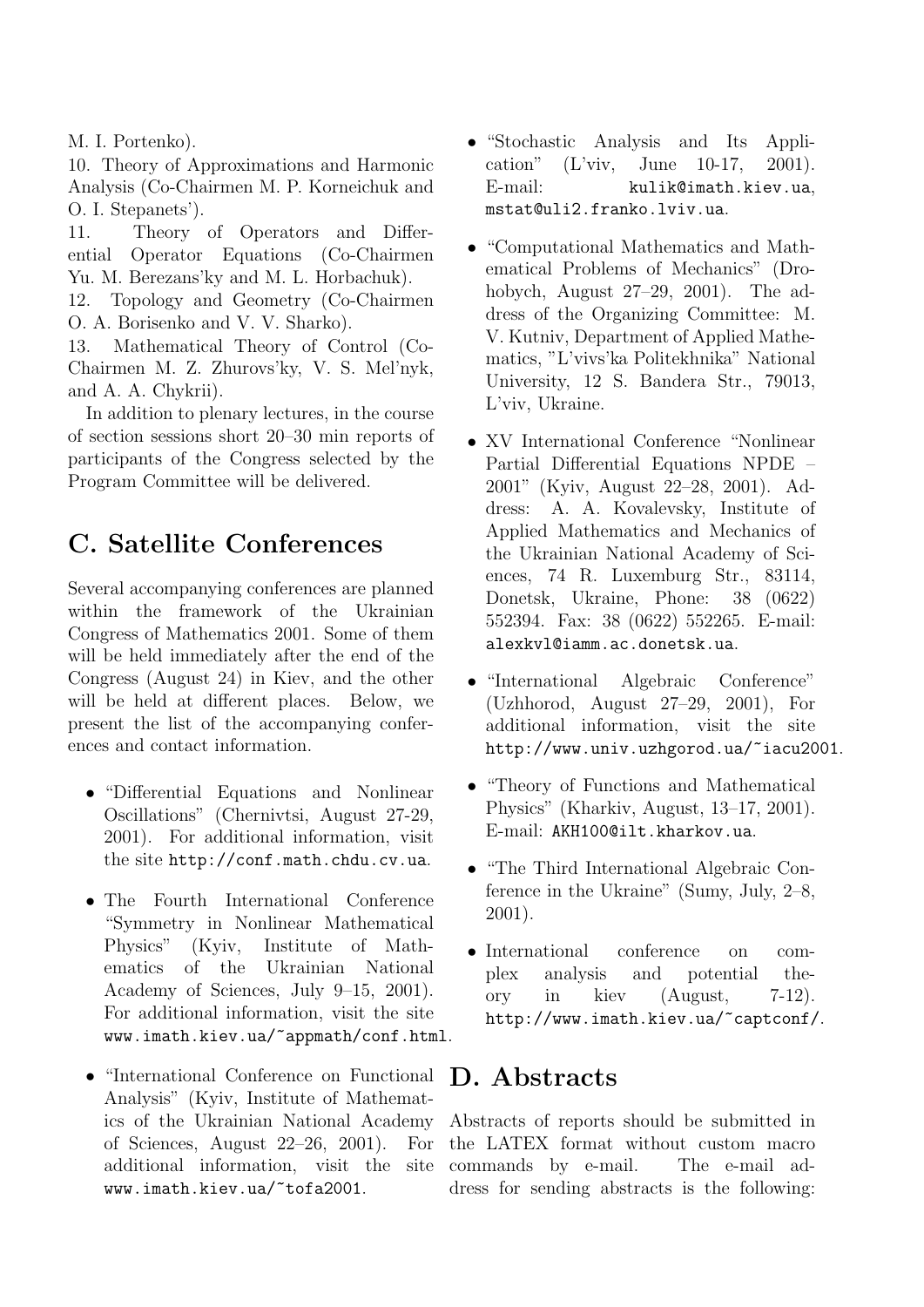M. I. Portenko).

10. Theory of Approximations and Harmonic Analysis (Co-Chairmen M. P. Korneichuk and O. I. Stepanets').

11. Theory of Operators and Differential Operator Equations (Co-Chairmen Yu. M. Berezans'ky and M. L. Horbachuk).

12. Topology and Geometry (Co-Chairmen O. A. Borisenko and V. V. Sharko).

13. Mathematical Theory of Control (Co-Chairmen M. Z. Zhurovs'ky, V. S. Mel'nyk, and A. A. Chykrii).

In addition to plenary lectures, in the course of section sessions short 20–30 min reports of participants of the Congress selected by the Program Committee will be delivered.

## C. Satellite Conferences

Several accompanying conferences are planned within the framework of the Ukrainian Congress of Mathematics 2001. Some of them will be held immediately after the end of the Congress (August 24) in Kiev, and the other will be held at different places. Below, we present the list of the accompanying conferences and contact information.

- "Differential Equations and Nonlinear Oscillations" (Chernivtsi, August 27-29, 2001). For additional information, visit the site http://conf.math.chdu.cv.ua.

- The Fourth International Conference "Symmetry in Nonlinear Mathematical Physics" (Kyiv, Institute of Mathematics of the Ukrainian National Academy of Sciences, July 9–15, 2001). For additional information, visit the site www.imath.kiev.ua/~appmath/conf.html.

- "International Conference on Functional Analysis" (Kyiv, Institute of Mathematics of the Ukrainian National Academy of Sciences, August 22–26, 2001). For additional information, visit the site www.imath.kiev.ua/~tofa2001.

- "Stochastic Analysis and Its Application" (L'viv, June 10-17, 2001). E-mail: kulik@imath.kiev.ua, mstat@uli2.franko.lviv.ua.

- "Computational Mathematics and Mathematical Problems of Mechanics" (Drohobych, August 27–29, 2001). The address of the Organizing Committee: M. V. Kutniv, Department of Applied Mathematics, "L'vivs'ka Politekhnika" National University, 12 S. Bandera Str., 79013, L'viv, Ukraine.

- XV International Conference "Nonlinear Partial Differential Equations NPDE – 2001" (Kyiv, August 22–28, 2001). Address: A. A. Kovalevsky, Institute of Applied Mathematics and Mechanics of the Ukrainian National Academy of Sciences, 74 R. Luxemburg Str., 83114, Donetsk, Ukraine, Phone: 38 (0622) 552394. Fax: 38 (0622) 552265. E-mail: alexkvl@iamm.ac.donetsk.ua.

- "International Algebraic Conference" (Uzhhorod, August 27–29, 2001), For additional information, visit the site http://www.univ.uzhgorod.ua/~iacu2001.

- "Theory of Functions and Mathematical Physics" (Kharkiv, August, 13–17, 2001). E-mail: AKH100@ilt.kharkov.ua.

- "The Third International Algebraic Conference in the Ukraine" (Sumy, July, 2–8, 2001).

- International conference on complex analysis and potential theory in kiev (August, 7-12). http://www.imath.kiev.ua/~captconf/.

## D. Abstracts

Abstracts of reports should be submitted in the LATEX format without custom macro commands by e-mail. The e-mail address for sending abstracts is the following: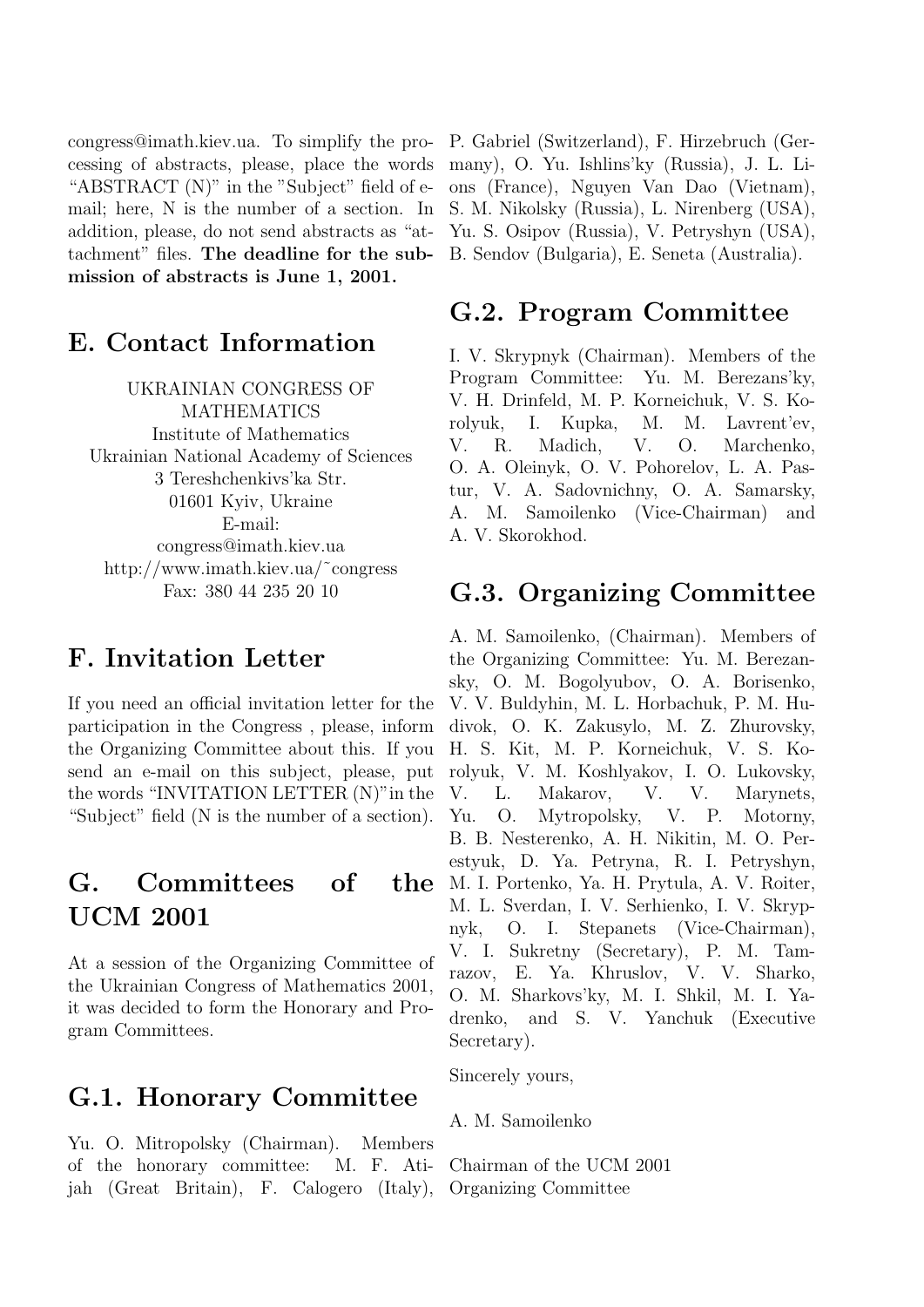congress@imath.kiev.ua. To simplify the processing of abstracts, please, place the words "ABSTRACT (N)" in the "Subject" field of e-mail; here, N is the number of a section. In addition, please, do not send abstracts as "attachment" files. **The deadline for the submission of abstracts is June 1, 2001.**

## E. Contact Information

UKRAINIAN CONGRESS OF MATHEMATICS
Institute of Mathematics
Ukrainian National Academy of Sciences
3 Tereshchenkivs'ka Str.
01601 Kyiv, Ukraine
E-mail:
congress@imath.kiev.ua
http://www.imath.kiev.ua/~congress
Fax: 380 44 235 20 10

## F. Invitation Letter

If you need an official invitation letter for the participation in the Congress , please, inform the Organizing Committee about this. If you send an e-mail on this subject, please, put the words "INVITATION LETTER (N)"in the "Subject" field (N is the number of a section).

## G. Committees of the UCM 2001

At a session of the Organizing Committee of the Ukrainian Congress of Mathematics 2001, it was decided to form the Honorary and Program Committees.

## G.1. Honorary Committee

Yu. O. Mitropolsky (Chairman). Members of the honorary committee: M. F. Atijah (Great Britain), F. Calogero (Italy), P. Gabriel (Switzerland), F. Hirzebruch (Germany), O. Yu. Ishlins'ky (Russia), J. L. Lions (France), Nguyen Van Dao (Vietnam), S. M. Nikolsky (Russia), L. Nirenberg (USA), Yu. S. Osipov (Russia), V. Petryshyn (USA), B. Sendov (Bulgaria), E. Seneta (Australia).

## G.2. Program Committee

I. V. Skrypnyk (Chairman). Members of the Program Committee: Yu. M. Berezans'ky, V. H. Drinfeld, M. P. Korneichuk, V. S. Korolyuk, I. Kupka, M. M. Lavrent'ev, V. R. Madich, V. O. Marchenko, O. A. Oleinyk, O. V. Pohorelov, L. A. Pastur, V. A. Sadovnichny, O. A. Samarsky, A. M. Samoilenko (Vice-Chairman) and A. V. Skorokhod.

## G.3. Organizing Committee

A. M. Samoilenko, (Chairman). Members of the Organizing Committee: Yu. M. Berezansky, O. M. Bogolyubov, O. A. Borisenko, V. V. Buldyhin, M. L. Horbachuk, P. M. Hudivok, O. K. Zakusylo, M. Z. Zhurovsky, H. S. Kit, M. P. Korneichuk, V. S. Korolyuk, V. M. Koshlyakov, I. O. Lukovsky, V. L. Makarov, V. V. Marynets, Yu. O. Mytropolsky, V. P. Motorny, B. B. Nesterenko, A. H. Nikitin, M. O. Perestyuk, D. Ya. Petryna, R. I. Petryshyn, M. I. Portenko, Ya. H. Prytula, A. V. Roiter, M. L. Sverdan, I. V. Serhienko, I. V. Skrypnyk, O. I. Stepanets (Vice-Chairman), V. I. Sukretny (Secretary), P. M. Tamrazov, E. Ya. Khruslov, V. V. Sharko, O. M. Sharkovs'ky, M. I. Shkil, M. I. Yadrenko, and S. V. Yanchuk (Executive Secretary).

Sincerely yours,

A. M. Samoilenko

Chairman of the UCM 2001
Organizing Committee